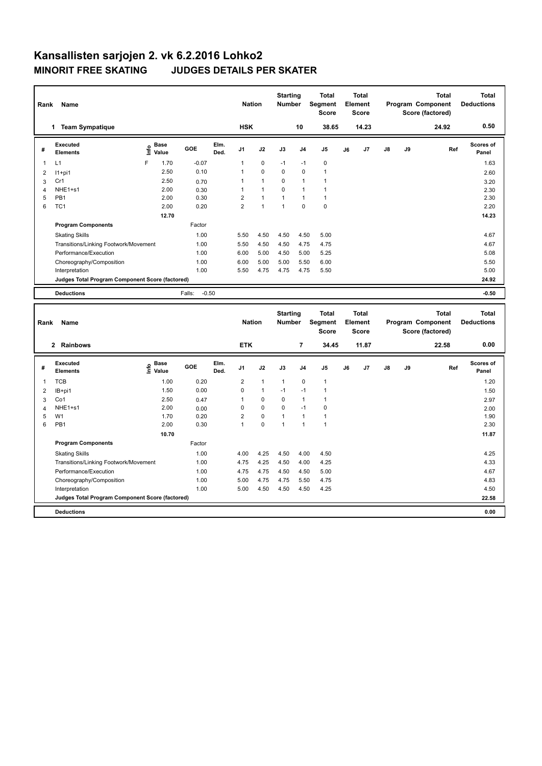# Kansallisten sarjojen 2. vk 6.2.2016 Lohko2

## MINORIT FREE SKATING JUDGES DETAILS PER SKATER

| Rank | Name | Nation | Starting Number | Total Segment Score | Total Element Score | Total Program Component Score (factored) | Total Deductions |
|---|---|---|---|---|---|---|---|
| 1 | Team Sympatique | HSK | 10 | 38.65 | 14.23 | 24.92 | 0.50 |

| # | Executed Elements | Info | Base Value | GOE | Elm. Ded. | J1 | J2 | J3 | J4 | J5 | J6 | J7 | J8 | J9 | Ref | Scores of Panel |
|---|---|---|---|---|---|---|---|---|---|---|---|---|---|---|---|---|
| 1 | L1 | F | 1.70 | -0.07 | | 1 | 0 | -1 | -1 | 0 | | | | | | 1.63 |
| 2 | I1+pi1 | | 2.50 | 0.10 | | 1 | 0 | 0 | 0 | 1 | | | | | | 2.60 |
| 3 | Cr1 | | 2.50 | 0.70 | | 1 | 1 | 0 | 1 | 1 | | | | | | 3.20 |
| 4 | NHE1+s1 | | 2.00 | 0.30 | | 1 | 1 | 0 | 1 | 1 | | | | | | 2.30 |
| 5 | PB1 | | 2.00 | 0.30 | | 2 | 1 | 1 | 1 | 1 | | | | | | 2.30 |
| 6 | TC1 | | 2.00 | 0.20 | | 2 | 1 | 1 | 0 | 0 | | | | | | 2.20 |
| | | | 12.70 | | | | | | | | | | | | | 14.23 |

| Program Components | Factor | J1 | J2 | J3 | J4 | J5 | J6 | J7 | J8 | J9 | Scores of Panel |
|---|---|---|---|---|---|---|---|---|---|---|---|
| Skating Skills | 1.00 | 5.50 | 4.50 | 4.50 | 4.50 | 5.00 | | | | | 4.67 |
| Transitions/Linking Footwork/Movement | 1.00 | 5.50 | 4.50 | 4.50 | 4.75 | 4.75 | | | | | 4.67 |
| Performance/Execution | 1.00 | 6.00 | 5.00 | 4.50 | 5.00 | 5.25 | | | | | 5.08 |
| Choreography/Composition | 1.00 | 6.00 | 5.00 | 5.00 | 5.50 | 6.00 | | | | | 5.50 |
| Interpretation | 1.00 | 5.50 | 4.75 | 4.75 | 4.75 | 5.50 | | | | | 5.00 |
| Judges Total Program Component Score (factored) | | | | | | | | | | | 24.92 |

| Deductions | Falls: | -0.50 | -0.50 |
|---|---|---|---|

| Rank | Name | Nation | Starting Number | Total Segment Score | Total Element Score | Total Program Component Score (factored) | Total Deductions |
|---|---|---|---|---|---|---|---|
| 2 | Rainbows | ETK | 7 | 34.45 | 11.87 | 22.58 | 0.00 |

| # | Executed Elements | Info | Base Value | GOE | Elm. Ded. | J1 | J2 | J3 | J4 | J5 | J6 | J7 | J8 | J9 | Ref | Scores of Panel |
|---|---|---|---|---|---|---|---|---|---|---|---|---|---|---|---|---|
| 1 | TCB | | 1.00 | 0.20 | | 2 | 1 | 1 | 0 | 1 | | | | | | 1.20 |
| 2 | IB+pi1 | | 1.50 | 0.00 | | 0 | 1 | -1 | -1 | 1 | | | | | | 1.50 |
| 3 | Co1 | | 2.50 | 0.47 | | 1 | 0 | 0 | 1 | 1 | | | | | | 2.97 |
| 4 | NHE1+s1 | | 2.00 | 0.00 | | 0 | 0 | 0 | -1 | 0 | | | | | | 2.00 |
| 5 | W1 | | 1.70 | 0.20 | | 2 | 0 | 1 | 1 | 1 | | | | | | 1.90 |
| 6 | PB1 | | 2.00 | 0.30 | | 1 | 0 | 1 | 1 | 1 | | | | | | 2.30 |
| | | | 10.70 | | | | | | | | | | | | | 11.87 |

| Program Components | Factor | J1 | J2 | J3 | J4 | J5 | J6 | J7 | J8 | J9 | Scores of Panel |
|---|---|---|---|---|---|---|---|---|---|---|---|
| Skating Skills | 1.00 | 4.00 | 4.25 | 4.50 | 4.00 | 4.50 | | | | | 4.25 |
| Transitions/Linking Footwork/Movement | 1.00 | 4.75 | 4.25 | 4.50 | 4.00 | 4.25 | | | | | 4.33 |
| Performance/Execution | 1.00 | 4.75 | 4.75 | 4.50 | 4.50 | 5.00 | | | | | 4.67 |
| Choreography/Composition | 1.00 | 5.00 | 4.75 | 4.75 | 5.50 | 4.75 | | | | | 4.83 |
| Interpretation | 1.00 | 5.00 | 4.50 | 4.50 | 4.50 | 4.25 | | | | | 4.50 |
| Judges Total Program Component Score (factored) | | | | | | | | | | | 22.58 |

| Deductions | 0.00 |
|---|---|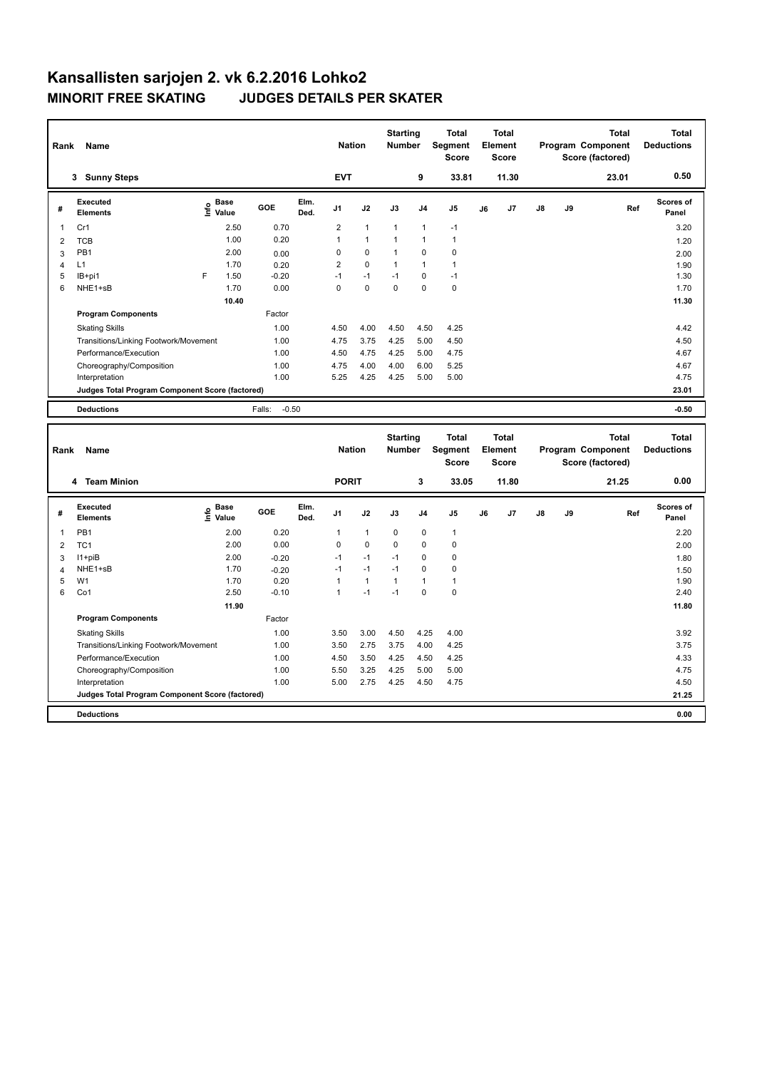# Kansallisten sarjojen 2. vk 6.2.2016 Lohko2

## MINORIT FREE SKATING JUDGES DETAILS PER SKATER

| Rank | Name | Nation | Starting Number | Total Segment Score | Total Element Score | Total Program Component Score (factored) | Total Deductions |
|---|---|---|---|---|---|---|---|
| 3 | Sunny Steps | EVT | 9 | 33.81 | 11.30 | 23.01 | 0.50 |

| # | Executed Elements | Info | Base Value | GOE | Elm. Ded. | J1 | J2 | J3 | J4 | J5 | J6 | J7 | J8 | J9 | Ref | Scores of Panel |
|---|---|---|---|---|---|---|---|---|---|---|---|---|---|---|---|---|
| 1 | Cr1 | | 2.50 | 0.70 | | 2 | 1 | 1 | 1 | -1 | | | | | | 3.20 |
| 2 | TCB | | 1.00 | 0.20 | | 1 | 1 | 1 | 1 | 1 | | | | | | 1.20 |
| 3 | PB1 | | 2.00 | 0.00 | | 0 | 0 | 1 | 0 | 0 | | | | | | 2.00 |
| 4 | L1 | | 1.70 | 0.20 | | 2 | 0 | 1 | 1 | 1 | | | | | | 1.90 |
| 5 | IB+pi1 | F | 1.50 | -0.20 | | -1 | -1 | -1 | 0 | -1 | | | | | | 1.30 |
| 6 | NHE1+sB | | 1.70 | 0.00 | | 0 | 0 | 0 | 0 | 0 | | | | | | 1.70 |
| | | | 10.40 | | | | | | | | | | | | | 11.30 |

| Program Components | Factor | J1 | J2 | J3 | J4 | J5 | J6 | J7 | J8 | J9 | Scores of Panel |
|---|---|---|---|---|---|---|---|---|---|---|---|
| Skating Skills | 1.00 | 4.50 | 4.00 | 4.50 | 4.50 | 4.25 | | | | | 4.42 |
| Transitions/Linking Footwork/Movement | 1.00 | 4.75 | 3.75 | 4.25 | 5.00 | 4.50 | | | | | 4.50 |
| Performance/Execution | 1.00 | 4.50 | 4.75 | 4.25 | 5.00 | 4.75 | | | | | 4.67 |
| Choreography/Composition | 1.00 | 4.75 | 4.00 | 4.00 | 6.00 | 5.25 | | | | | 4.67 |
| Interpretation | 1.00 | 5.25 | 4.25 | 4.25 | 5.00 | 5.00 | | | | | 4.75 |
| Judges Total Program Component Score (factored) | | | | | | | | | | | 23.01 |

| Deductions | Falls: | -0.50 | -0.50 |
|---|---|---|---|

| Rank | Name | Nation | Starting Number | Total Segment Score | Total Element Score | Total Program Component Score (factored) | Total Deductions |
|---|---|---|---|---|---|---|---|
| 4 | Team Minion | PORIT | 3 | 33.05 | 11.80 | 21.25 | 0.00 |

| # | Executed Elements | Info | Base Value | GOE | Elm. Ded. | J1 | J2 | J3 | J4 | J5 | J6 | J7 | J8 | J9 | Ref | Scores of Panel |
|---|---|---|---|---|---|---|---|---|---|---|---|---|---|---|---|---|
| 1 | PB1 | | 2.00 | 0.20 | | 1 | 1 | 0 | 0 | 1 | | | | | | 2.20 |
| 2 | TC1 | | 2.00 | 0.00 | | 0 | 0 | 0 | 0 | 0 | | | | | | 2.00 |
| 3 | I1+piB | | 2.00 | -0.20 | | -1 | -1 | -1 | 0 | 0 | | | | | | 1.80 |
| 4 | NHE1+sB | | 1.70 | -0.20 | | -1 | -1 | -1 | 0 | 0 | | | | | | 1.50 |
| 5 | W1 | | 1.70 | 0.20 | | 1 | 1 | 1 | 1 | 1 | | | | | | 1.90 |
| 6 | Co1 | | 2.50 | -0.10 | | 1 | -1 | -1 | 0 | 0 | | | | | | 2.40 |
| | | | 11.90 | | | | | | | | | | | | | 11.80 |

| Program Components | Factor | J1 | J2 | J3 | J4 | J5 | J6 | J7 | J8 | J9 | Scores of Panel |
|---|---|---|---|---|---|---|---|---|---|---|---|
| Skating Skills | 1.00 | 3.50 | 3.00 | 4.50 | 4.25 | 4.00 | | | | | 3.92 |
| Transitions/Linking Footwork/Movement | 1.00 | 3.50 | 2.75 | 3.75 | 4.00 | 4.25 | | | | | 3.75 |
| Performance/Execution | 1.00 | 4.50 | 3.50 | 4.25 | 4.50 | 4.25 | | | | | 4.33 |
| Choreography/Composition | 1.00 | 5.50 | 3.25 | 4.25 | 5.00 | 5.00 | | | | | 4.75 |
| Interpretation | 1.00 | 5.00 | 2.75 | 4.25 | 4.50 | 4.75 | | | | | 4.50 |
| Judges Total Program Component Score (factored) | | | | | | | | | | | 21.25 |

| Deductions | 0.00 |
|---|---|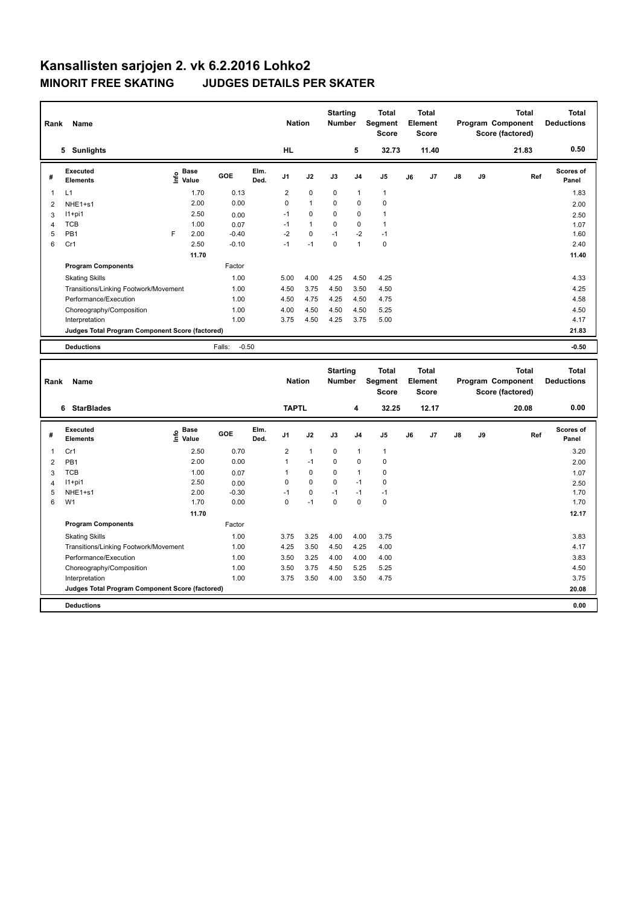# Kansallisten sarjojen 2. vk 6.2.2016 Lohko2

## MINORIT FREE SKATING JUDGES DETAILS PER SKATER

| Rank | Name | Nation | Starting Number | Total Segment Score | Total Element Score | Total Program Component Score (factored) | Total Deductions |
|---|---|---|---|---|---|---|---|
| 5 | Sunlights | HL | 5 | 32.73 | 11.40 | 21.83 | 0.50 |

| # | Executed Elements | Info | Base Value | GOE | Elm. Ded. | J1 | J2 | J3 | J4 | J5 | J6 | J7 | J8 | J9 | Ref | Scores of Panel |
|---|---|---|---|---|---|---|---|---|---|---|---|---|---|---|---|---|
| 1 | L1 | | 1.70 | 0.13 | | 2 | 0 | 0 | 1 | 1 | | | | | | 1.83 |
| 2 | NHE1+s1 | | 2.00 | 0.00 | | 0 | 1 | 0 | 0 | 0 | | | | | | 2.00 |
| 3 | I1+pi1 | | 2.50 | 0.00 | | -1 | 0 | 0 | 0 | 1 | | | | | | 2.50 |
| 4 | TCB | | 1.00 | 0.07 | | -1 | 1 | 0 | 0 | 1 | | | | | | 1.07 |
| 5 | PB1 | F | 2.00 | -0.40 | | -2 | 0 | -1 | -2 | -1 | | | | | | 1.60 |
| 6 | Cr1 | | 2.50 | -0.10 | | -1 | -1 | 0 | 1 | 0 | | | | | | 2.40 |
| | | | 11.70 | | | | | | | | | | | | | 11.40 |

| Program Components | Factor | J1 | J2 | J3 | J4 | J5 | Scores of Panel |
|---|---|---|---|---|---|---|---|
| Skating Skills | 1.00 | 5.00 | 4.00 | 4.25 | 4.50 | 4.25 | 4.33 |
| Transitions/Linking Footwork/Movement | 1.00 | 4.50 | 3.75 | 4.50 | 3.50 | 4.50 | 4.25 |
| Performance/Execution | 1.00 | 4.50 | 4.75 | 4.25 | 4.50 | 4.75 | 4.58 |
| Choreography/Composition | 1.00 | 4.00 | 4.50 | 4.50 | 4.50 | 5.25 | 4.50 |
| Interpretation | 1.00 | 3.75 | 4.50 | 4.25 | 3.75 | 5.00 | 4.17 |
| Judges Total Program Component Score (factored) | | | | | | | 21.83 |

| Deductions | Falls: -0.50 | -0.50 |
|---|---|---|

| Rank | Name | Nation | Starting Number | Total Segment Score | Total Element Score | Total Program Component Score (factored) | Total Deductions |
|---|---|---|---|---|---|---|---|
| 6 | StarBlades | TAPTL | 4 | 32.25 | 12.17 | 20.08 | 0.00 |

| # | Executed Elements | Info | Base Value | GOE | Elm. Ded. | J1 | J2 | J3 | J4 | J5 | J6 | J7 | J8 | J9 | Ref | Scores of Panel |
|---|---|---|---|---|---|---|---|---|---|---|---|---|---|---|---|---|
| 1 | Cr1 | | 2.50 | 0.70 | | 2 | 1 | 0 | 1 | 1 | | | | | | 3.20 |
| 2 | PB1 | | 2.00 | 0.00 | | 1 | -1 | 0 | 0 | 0 | | | | | | 2.00 |
| 3 | TCB | | 1.00 | 0.07 | | 1 | 0 | 0 | 1 | 0 | | | | | | 1.07 |
| 4 | I1+pi1 | | 2.50 | 0.00 | | 0 | 0 | 0 | -1 | 0 | | | | | | 2.50 |
| 5 | NHE1+s1 | | 2.00 | -0.30 | | -1 | 0 | -1 | -1 | -1 | | | | | | 1.70 |
| 6 | W1 | | 1.70 | 0.00 | | 0 | -1 | 0 | 0 | 0 | | | | | | 1.70 |
| | | | 11.70 | | | | | | | | | | | | | 12.17 |

| Program Components | Factor | J1 | J2 | J3 | J4 | J5 | Scores of Panel |
|---|---|---|---|---|---|---|---|
| Skating Skills | 1.00 | 3.75 | 3.25 | 4.00 | 4.00 | 3.75 | 3.83 |
| Transitions/Linking Footwork/Movement | 1.00 | 4.25 | 3.50 | 4.50 | 4.25 | 4.00 | 4.17 |
| Performance/Execution | 1.00 | 3.50 | 3.25 | 4.00 | 4.00 | 4.00 | 3.83 |
| Choreography/Composition | 1.00 | 3.50 | 3.75 | 4.50 | 5.25 | 5.25 | 4.50 |
| Interpretation | 1.00 | 3.75 | 3.50 | 4.00 | 3.50 | 4.75 | 3.75 |
| Judges Total Program Component Score (factored) | | | | | | | 20.08 |

| Deductions | | 0.00 |
|---|---|---|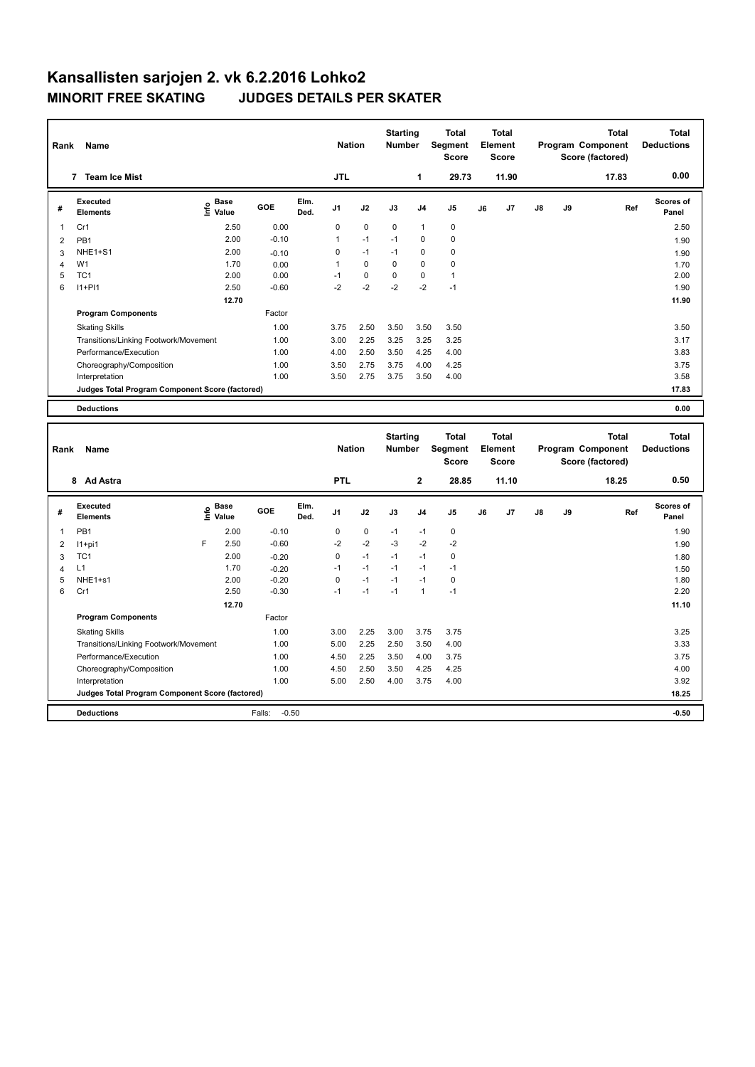# Kansallisten sarjojen 2. vk 6.2.2016 Lohko2

## MINORIT FREE SKATING JUDGES DETAILS PER SKATER

| Rank | Name | Nation | Starting Number | Total Segment Score | Total Element Score | Total Program Component Score (factored) | Total Deductions |
|---|---|---|---|---|---|---|---|
| 7 | Team Ice Mist | JTL | 1 | 29.73 | 11.90 | 17.83 | 0.00 |

| # | Executed Elements | Info | Base Value | GOE | Elm. Ded. | J1 | J2 | J3 | J4 | J5 | J6 | J7 | J8 | J9 | Ref | Scores of Panel |
|---|---|---|---|---|---|---|---|---|---|---|---|---|---|---|---|---|
| 1 | Cr1 | | 2.50 | 0.00 | | 0 | 0 | 0 | 1 | 0 | | | | | | 2.50 |
| 2 | PB1 | | 2.00 | -0.10 | | 1 | -1 | -1 | 0 | 0 | | | | | | 1.90 |
| 3 | NHE1+S1 | | 2.00 | -0.10 | | 0 | -1 | -1 | 0 | 0 | | | | | | 1.90 |
| 4 | W1 | | 1.70 | 0.00 | | 1 | 0 | 0 | 0 | 0 | | | | | | 1.70 |
| 5 | TC1 | | 2.00 | 0.00 | | -1 | 0 | 0 | 0 | 1 | | | | | | 2.00 |
| 6 | I1+PI1 | | 2.50 | -0.60 | | -2 | -2 | -2 | -2 | -1 | | | | | | 1.90 |
| | | | 12.70 | | | | | | | | | | | | | 11.90 |
| | **Program Components** | | | Factor | | | | | | | | | | | | |
| | Skating Skills | | | 1.00 | | 3.75 | 2.50 | 3.50 | 3.50 | 3.50 | | | | | | 3.50 |
| | Transitions/Linking Footwork/Movement | | | 1.00 | | 3.00 | 2.25 | 3.25 | 3.25 | 3.25 | | | | | | 3.17 |
| | Performance/Execution | | | 1.00 | | 4.00 | 2.50 | 3.50 | 4.25 | 4.00 | | | | | | 3.83 |
| | Choreography/Composition | | | 1.00 | | 3.50 | 2.75 | 3.75 | 4.00 | 4.25 | | | | | | 3.75 |
| | Interpretation | | | 1.00 | | 3.50 | 2.75 | 3.75 | 3.50 | 4.00 | | | | | | 3.58 |
| | **Judges Total Program Component Score (factored)** | | | | | | | | | | | | | | | 17.83 |
| | **Deductions** | | | | | | | | | | | | | | | 0.00 |

| Rank | Name | Nation | Starting Number | Total Segment Score | Total Element Score | Total Program Component Score (factored) | Total Deductions |
|---|---|---|---|---|---|---|---|
| 8 | Ad Astra | PTL | 2 | 28.85 | 11.10 | 18.25 | 0.50 |

| # | Executed Elements | Info | Base Value | GOE | Elm. Ded. | J1 | J2 | J3 | J4 | J5 | J6 | J7 | J8 | J9 | Ref | Scores of Panel |
|---|---|---|---|---|---|---|---|---|---|---|---|---|---|---|---|---|
| 1 | PB1 | | 2.00 | -0.10 | | 0 | 0 | -1 | -1 | 0 | | | | | | 1.90 |
| 2 | I1+pi1 | F | 2.50 | -0.60 | | -2 | -2 | -3 | -2 | -2 | | | | | | 1.90 |
| 3 | TC1 | | 2.00 | -0.20 | | 0 | -1 | -1 | -1 | 0 | | | | | | 1.80 |
| 4 | L1 | | 1.70 | -0.20 | | -1 | -1 | -1 | -1 | -1 | | | | | | 1.50 |
| 5 | NHE1+s1 | | 2.00 | -0.20 | | 0 | -1 | -1 | -1 | 0 | | | | | | 1.80 |
| 6 | Cr1 | | 2.50 | -0.30 | | -1 | -1 | -1 | 1 | -1 | | | | | | 2.20 |
| | | | 12.70 | | | | | | | | | | | | | 11.10 |
| | **Program Components** | | | Factor | | | | | | | | | | | | |
| | Skating Skills | | | 1.00 | | 3.00 | 2.25 | 3.00 | 3.75 | 3.75 | | | | | | 3.25 |
| | Transitions/Linking Footwork/Movement | | | 1.00 | | 5.00 | 2.25 | 2.50 | 3.50 | 4.00 | | | | | | 3.33 |
| | Performance/Execution | | | 1.00 | | 4.50 | 2.25 | 3.50 | 4.00 | 3.75 | | | | | | 3.75 |
| | Choreography/Composition | | | 1.00 | | 4.50 | 2.50 | 3.50 | 4.25 | 4.25 | | | | | | 4.00 |
| | Interpretation | | | 1.00 | | 5.00 | 2.50 | 4.00 | 3.75 | 4.00 | | | | | | 3.92 |
| | **Judges Total Program Component Score (factored)** | | | | | | | | | | | | | | | 18.25 |
| | **Deductions** | | | Falls: -0.50 | | | | | | | | | | | | -0.50 |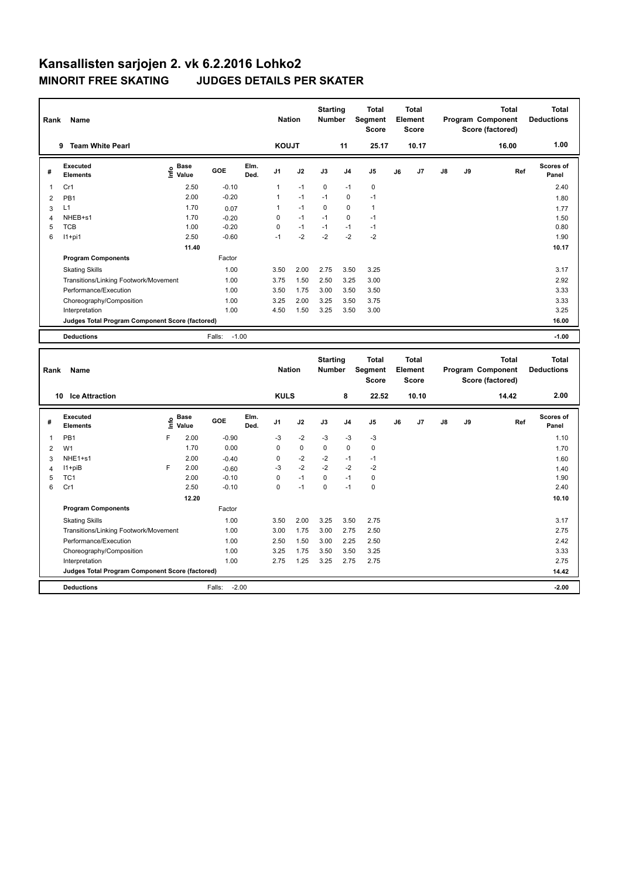# Kansallisten sarjojen 2. vk 6.2.2016 Lohko2

## MINORIT FREE SKATING JUDGES DETAILS PER SKATER

| Rank | Name | Nation | Starting Number | Total Segment Score | Total Element Score | Total Program Component Score (factored) | Total Deductions |
|---|---|---|---|---|---|---|---|
| 9 | Team White Pearl | KOUJT | 11 | 25.17 | 10.17 | 16.00 | 1.00 |

| # | Executed Elements | Info | Base Value | GOE | Elm. Ded. | J1 | J2 | J3 | J4 | J5 | J6 | J7 | J8 | J9 | Ref | Scores of Panel |
|---|---|---|---|---|---|---|---|---|---|---|---|---|---|---|---|---|
| 1 | Cr1 | | 2.50 | -0.10 | | 1 | -1 | 0 | -1 | 0 | | | | | | 2.40 |
| 2 | PB1 | | 2.00 | -0.20 | | 1 | -1 | -1 | 0 | -1 | | | | | | 1.80 |
| 3 | L1 | | 1.70 | 0.07 | | 1 | -1 | 0 | 0 | 1 | | | | | | 1.77 |
| 4 | NHEB+s1 | | 1.70 | -0.20 | | 0 | -1 | -1 | 0 | -1 | | | | | | 1.50 |
| 5 | TCB | | 1.00 | -0.20 | | 0 | -1 | -1 | -1 | -1 | | | | | | 0.80 |
| 6 | I1+pi1 | | 2.50 | -0.60 | | -1 | -2 | -2 | -2 | -2 | | | | | | 1.90 |
| | | | 11.40 | | | | | | | | | | | | | 10.17 |

| Program Components | Factor | J1 | J2 | J3 | J4 | J5 | J6 | J7 | J8 | J9 | Scores of Panel |
|---|---|---|---|---|---|---|---|---|---|---|---|
| Skating Skills | 1.00 | 3.50 | 2.00 | 2.75 | 3.50 | 3.25 | | | | | 3.17 |
| Transitions/Linking Footwork/Movement | 1.00 | 3.75 | 1.50 | 2.50 | 3.25 | 3.00 | | | | | 2.92 |
| Performance/Execution | 1.00 | 3.50 | 1.75 | 3.00 | 3.50 | 3.50 | | | | | 3.33 |
| Choreography/Composition | 1.00 | 3.25 | 2.00 | 3.25 | 3.50 | 3.75 | | | | | 3.33 |
| Interpretation | 1.00 | 4.50 | 1.50 | 3.25 | 3.50 | 3.00 | | | | | 3.25 |
| Judges Total Program Component Score (factored) | | | | | | | | | | | 16.00 |

**Deductions** Falls: -1.00 — **-1.00**

| Rank | Name | Nation | Starting Number | Total Segment Score | Total Element Score | Total Program Component Score (factored) | Total Deductions |
|---|---|---|---|---|---|---|---|
| 10 | Ice Attraction | KULS | 8 | 22.52 | 10.10 | 14.42 | 2.00 |

| # | Executed Elements | Info | Base Value | GOE | Elm. Ded. | J1 | J2 | J3 | J4 | J5 | J6 | J7 | J8 | J9 | Ref | Scores of Panel |
|---|---|---|---|---|---|---|---|---|---|---|---|---|---|---|---|---|
| 1 | PB1 | F | 2.00 | -0.90 | | -3 | -2 | -3 | -3 | -3 | | | | | | 1.10 |
| 2 | W1 | | 1.70 | 0.00 | | 0 | 0 | 0 | 0 | 0 | | | | | | 1.70 |
| 3 | NHE1+s1 | | 2.00 | -0.40 | | 0 | -2 | -2 | -1 | -1 | | | | | | 1.60 |
| 4 | I1+piB | F | 2.00 | -0.60 | | -3 | -2 | -2 | -2 | -2 | | | | | | 1.40 |
| 5 | TC1 | | 2.00 | -0.10 | | 0 | -1 | 0 | -1 | 0 | | | | | | 1.90 |
| 6 | Cr1 | | 2.50 | -0.10 | | 0 | -1 | 0 | -1 | 0 | | | | | | 2.40 |
| | | | 12.20 | | | | | | | | | | | | | 10.10 |

| Program Components | Factor | J1 | J2 | J3 | J4 | J5 | J6 | J7 | J8 | J9 | Scores of Panel |
|---|---|---|---|---|---|---|---|---|---|---|---|
| Skating Skills | 1.00 | 3.50 | 2.00 | 3.25 | 3.50 | 2.75 | | | | | 3.17 |
| Transitions/Linking Footwork/Movement | 1.00 | 3.00 | 1.75 | 3.00 | 2.75 | 2.50 | | | | | 2.75 |
| Performance/Execution | 1.00 | 2.50 | 1.50 | 3.00 | 2.25 | 2.50 | | | | | 2.42 |
| Choreography/Composition | 1.00 | 3.25 | 1.75 | 3.50 | 3.50 | 3.25 | | | | | 3.33 |
| Interpretation | 1.00 | 2.75 | 1.25 | 3.25 | 2.75 | 2.75 | | | | | 2.75 |
| Judges Total Program Component Score (factored) | | | | | | | | | | | 14.42 |

**Deductions** Falls: -2.00 — **-2.00**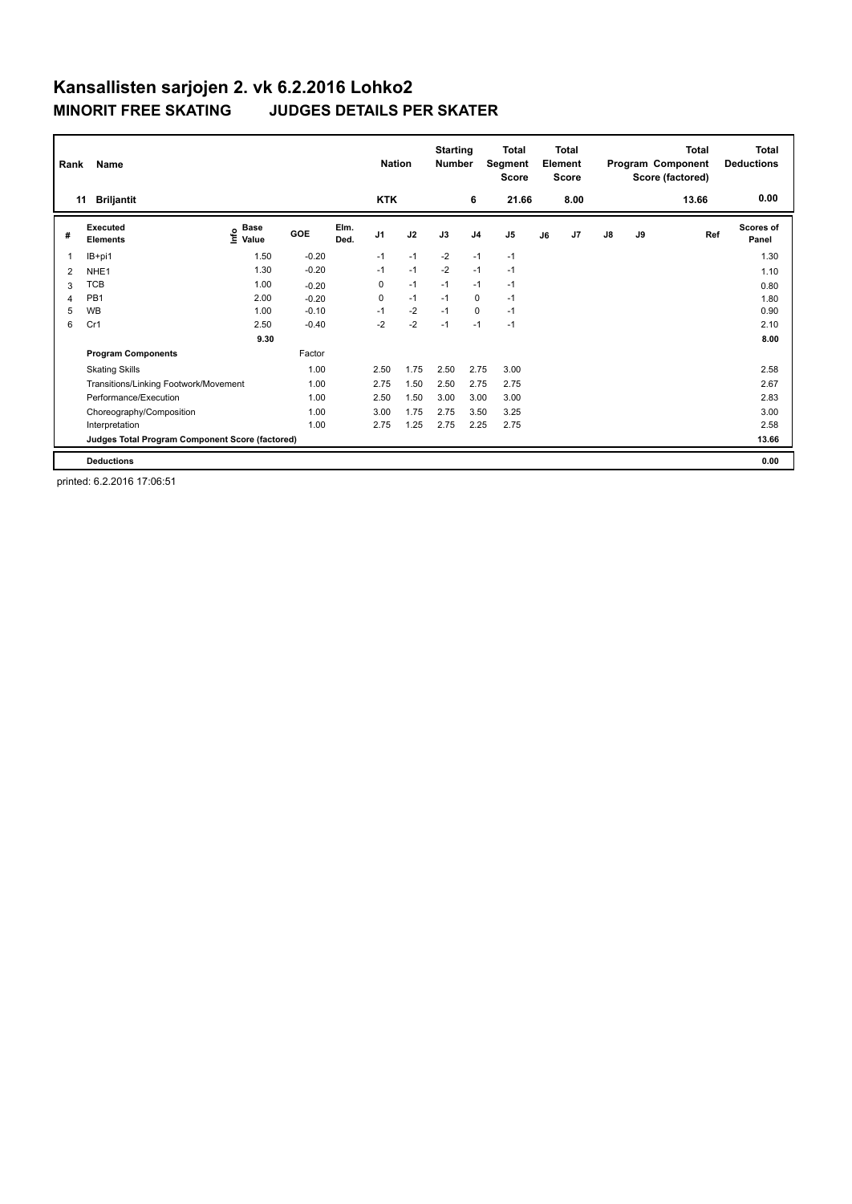# Kansallisten sarjojen 2. vk 6.2.2016 Lohko2

## MINORIT FREE SKATING JUDGES DETAILS PER SKATER

| Rank | Name | Nation | Starting Number | Total Segment Score | Total Element Score | Total Program Component Score (factored) | Total Deductions |
|---|---|---|---|---|---|---|---|
| 11 | Briljantit | KTK | 6 | 21.66 | 8.00 | 13.66 | 0.00 |

| # | Executed Elements | Info | Base Value | GOE | Elm. Ded. | J1 | J2 | J3 | J4 | J5 | J6 | J7 | J8 | J9 | Ref | Scores of Panel |
|---|---|---|---|---|---|---|---|---|---|---|---|---|---|---|---|---|
| 1 | IB+pi1 | | 1.50 | -0.20 | | -1 | -1 | -2 | -1 | -1 | | | | | | 1.30 |
| 2 | NHE1 | | 1.30 | -0.20 | | -1 | -1 | -2 | -1 | -1 | | | | | | 1.10 |
| 3 | TCB | | 1.00 | -0.20 | | 0 | -1 | -1 | -1 | -1 | | | | | | 0.80 |
| 4 | PB1 | | 2.00 | -0.20 | | 0 | -1 | -1 | 0 | -1 | | | | | | 1.80 |
| 5 | WB | | 1.00 | -0.10 | | -1 | -2 | -1 | 0 | -1 | | | | | | 0.90 |
| 6 | Cr1 | | 2.50 | -0.40 | | -2 | -2 | -1 | -1 | -1 | | | | | | 2.10 |
| | | | 9.30 | | | | | | | | | | | | | 8.00 |
| | **Program Components** | | | Factor | | | | | | | | | | | | |
| | Skating Skills | | | 1.00 | | 2.50 | 1.75 | 2.50 | 2.75 | 3.00 | | | | | | 2.58 |
| | Transitions/Linking Footwork/Movement | | | 1.00 | | 2.75 | 1.50 | 2.50 | 2.75 | 2.75 | | | | | | 2.67 |
| | Performance/Execution | | | 1.00 | | 2.50 | 1.50 | 3.00 | 3.00 | 3.00 | | | | | | 2.83 |
| | Choreography/Composition | | | 1.00 | | 3.00 | 1.75 | 2.75 | 3.50 | 3.25 | | | | | | 3.00 |
| | Interpretation | | | 1.00 | | 2.75 | 1.25 | 2.75 | 2.25 | 2.75 | | | | | | 2.58 |
| | **Judges Total Program Component Score (factored)** | | | | | | | | | | | | | | | 13.66 |
| | **Deductions** | | | | | | | | | | | | | | | 0.00 |

printed: 6.2.2016 17:06:51